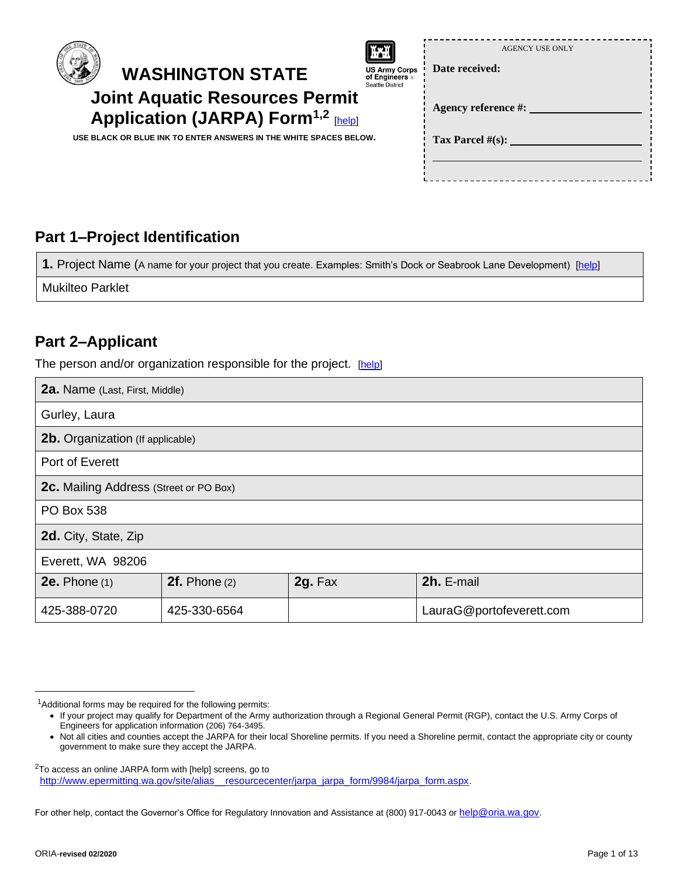# WASHINGTON STATE

## Joint Aquatic Resources Permit Application (JARPA) Form[1,2] [help]

US Army Corps of Engineers Seattle District

**USE BLACK OR BLUE INK TO ENTER ANSWERS IN THE WHITE SPACES BELOW.**

AGENCY USE ONLY

**Date received:**

**Agency reference #:** ____________________

**Tax Parcel #(s):** ____________________

____________________

## Part 1–Project Identification

| **1.** Project Name (A name for your project that you create. Examples: Smith's Dock or Seabrook Lane Development) [help] |
|---|
| Mukilteo Parklet |

## Part 2–Applicant

The person and/or organization responsible for the project. [help]

| **2a.** Name (Last, First, Middle) | | | |
|---|---|---|---|
| Gurley, Laura | | | |
| **2b.** Organization (If applicable) | | | |
| Port of Everett | | | |
| **2c.** Mailing Address (Street or PO Box) | | | |
| PO Box 538 | | | |
| **2d.** City, State, Zip | | | |
| Everett, WA 98206 | | | |
| **2e.** Phone (1) | **2f.** Phone (2) | **2g.** Fax | **2h.** E-mail |
| 425-388-0720 | 425-330-6564 | | LauraG@portofeverett.com |

---

[1]Additional forms may be required for the following permits:

- If your project may qualify for Department of the Army authorization through a Regional General Permit (RGP), contact the U.S. Army Corps of Engineers for application information (206) 764-3495.
- Not all cities and counties accept the JARPA for their local Shoreline permits. If you need a Shoreline permit, contact the appropriate city or county government to make sure they accept the JARPA.

[2]To access an online JARPA form with [help] screens, go to http://www.epermitting.wa.gov/site/alias__resourcecenter/jarpa_jarpa_form/9984/jarpa_form.aspx.

For other help, contact the Governor's Office for Regulatory Innovation and Assistance at (800) 917-0043 or help@oria.wa.gov.

ORIA-**revised 02/2020**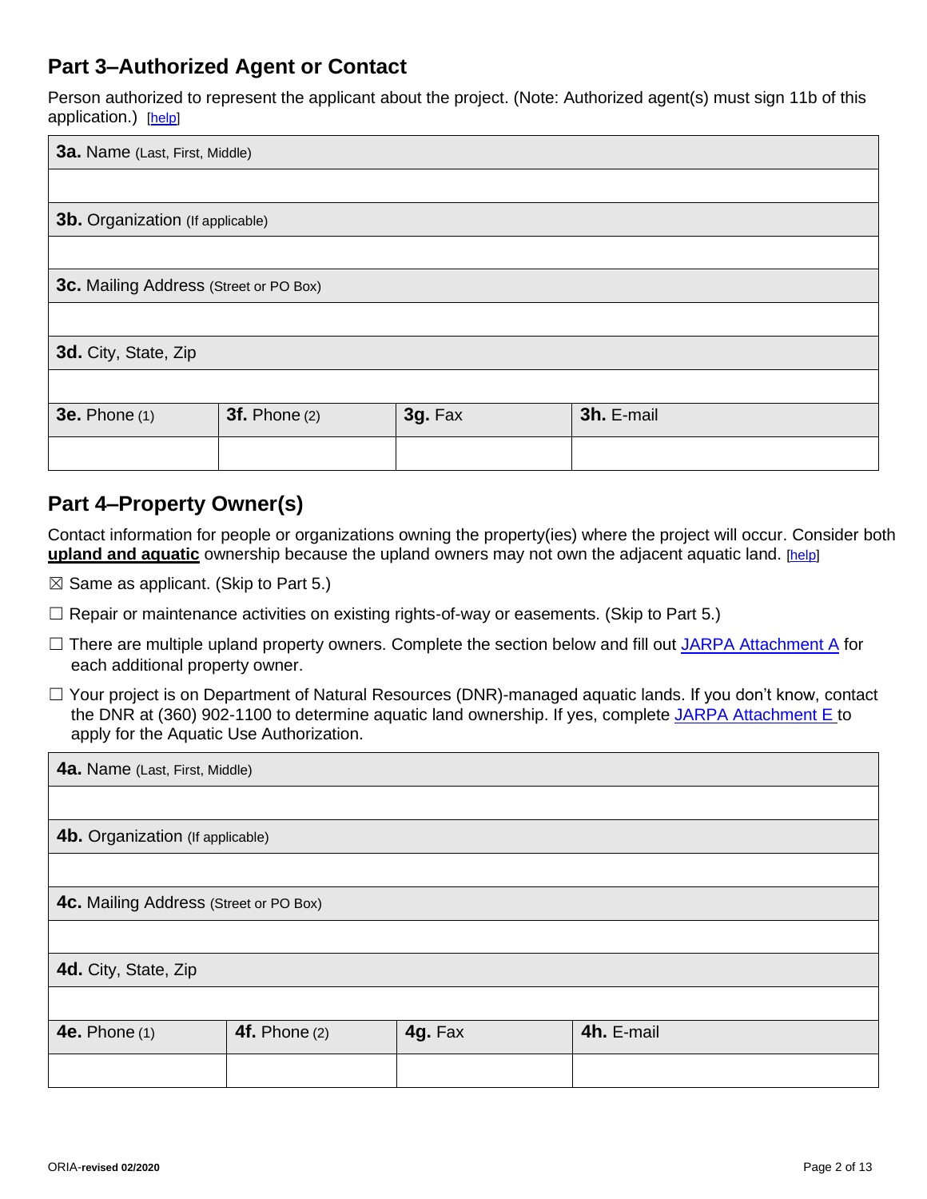## Part 3–Authorized Agent or Contact

Person authorized to represent the applicant about the project. (Note: Authorized agent(s) must sign 11b of this application.) [help]

| **3a.** Name (Last, First, Middle) | | | |
|---|---|---|---|
| | | | |
| **3b.** Organization (If applicable) | | | |
| | | | |
| **3c.** Mailing Address (Street or PO Box) | | | |
| | | | |
| **3d.** City, State, Zip | | | |
| | | | |
| **3e.** Phone (1) | **3f.** Phone (2) | **3g.** Fax | **3h.** E-mail |
| | | | |

## Part 4–Property Owner(s)

Contact information for people or organizations owning the property(ies) where the project will occur. Consider both **upland and aquatic** ownership because the upland owners may not own the adjacent aquatic land. [help]

☒ Same as applicant. (Skip to Part 5.)

☐ Repair or maintenance activities on existing rights-of-way or easements. (Skip to Part 5.)

☐ There are multiple upland property owners. Complete the section below and fill out JARPA Attachment A for each additional property owner.

☐ Your project is on Department of Natural Resources (DNR)-managed aquatic lands. If you don't know, contact the DNR at (360) 902-1100 to determine aquatic land ownership. If yes, complete JARPA Attachment E to apply for the Aquatic Use Authorization.

| **4a.** Name (Last, First, Middle) | | | |
|---|---|---|---|
| | | | |
| **4b.** Organization (If applicable) | | | |
| | | | |
| **4c.** Mailing Address (Street or PO Box) | | | |
| | | | |
| **4d.** City, State, Zip | | | |
| | | | |
| **4e.** Phone (1) | **4f.** Phone (2) | **4g.** Fax | **4h.** E-mail |
| | | | |

ORIA-**revised 02/2020**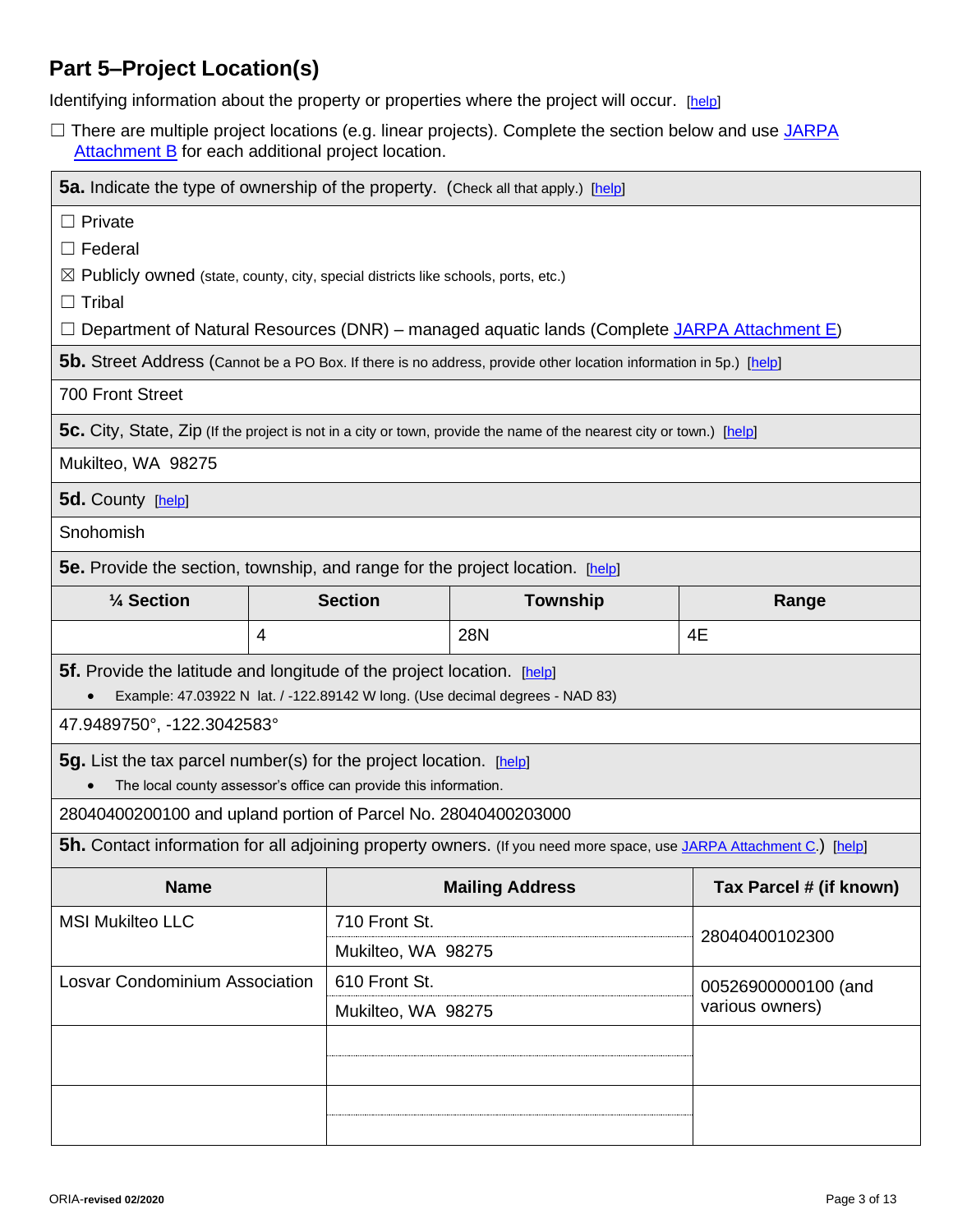## Part 5–Project Location(s)

Identifying information about the property or properties where the project will occur. [help]

☐ There are multiple project locations (e.g. linear projects). Complete the section below and use JARPA Attachment B for each additional project location.

**5a.** Indicate the type of ownership of the property. (Check all that apply.) [help]

☐ Private

☐ Federal

☒ Publicly owned (state, county, city, special districts like schools, ports, etc.)

☐ Tribal

☐ Department of Natural Resources (DNR) – managed aquatic lands (Complete JARPA Attachment E)

**5b.** Street Address (Cannot be a PO Box. If there is no address, provide other location information in 5p.) [help]

700 Front Street

**5c.** City, State, Zip (If the project is not in a city or town, provide the name of the nearest city or town.) [help]

Mukilteo, WA 98275

**5d.** County [help]

Snohomish

**5e.** Provide the section, township, and range for the project location. [help]

| ¼ Section | Section | Township | Range |
|---|---|---|---|
| | 4 | 28N | 4E |

**5f.** Provide the latitude and longitude of the project location. [help]

- Example: 47.03922 N lat. / -122.89142 W long. (Use decimal degrees - NAD 83)

47.9489750°, -122.3042583°

**5g.** List the tax parcel number(s) for the project location. [help]

- The local county assessor's office can provide this information.

28040400200100 and upland portion of Parcel No. 28040400203000

**5h.** Contact information for all adjoining property owners. (If you need more space, use JARPA Attachment C.) [help]

| Name | Mailing Address | Tax Parcel # (if known) |
|---|---|---|
| MSI Mukilteo LLC | 710 Front St.<br>Mukilteo, WA 98275 | 28040400102300 |
| Losvar Condominium Association | 610 Front St.<br>Mukilteo, WA 98275 | 00526900000100 (and various owners) |
| | | |
| | | |

ORIA-revised 02/2020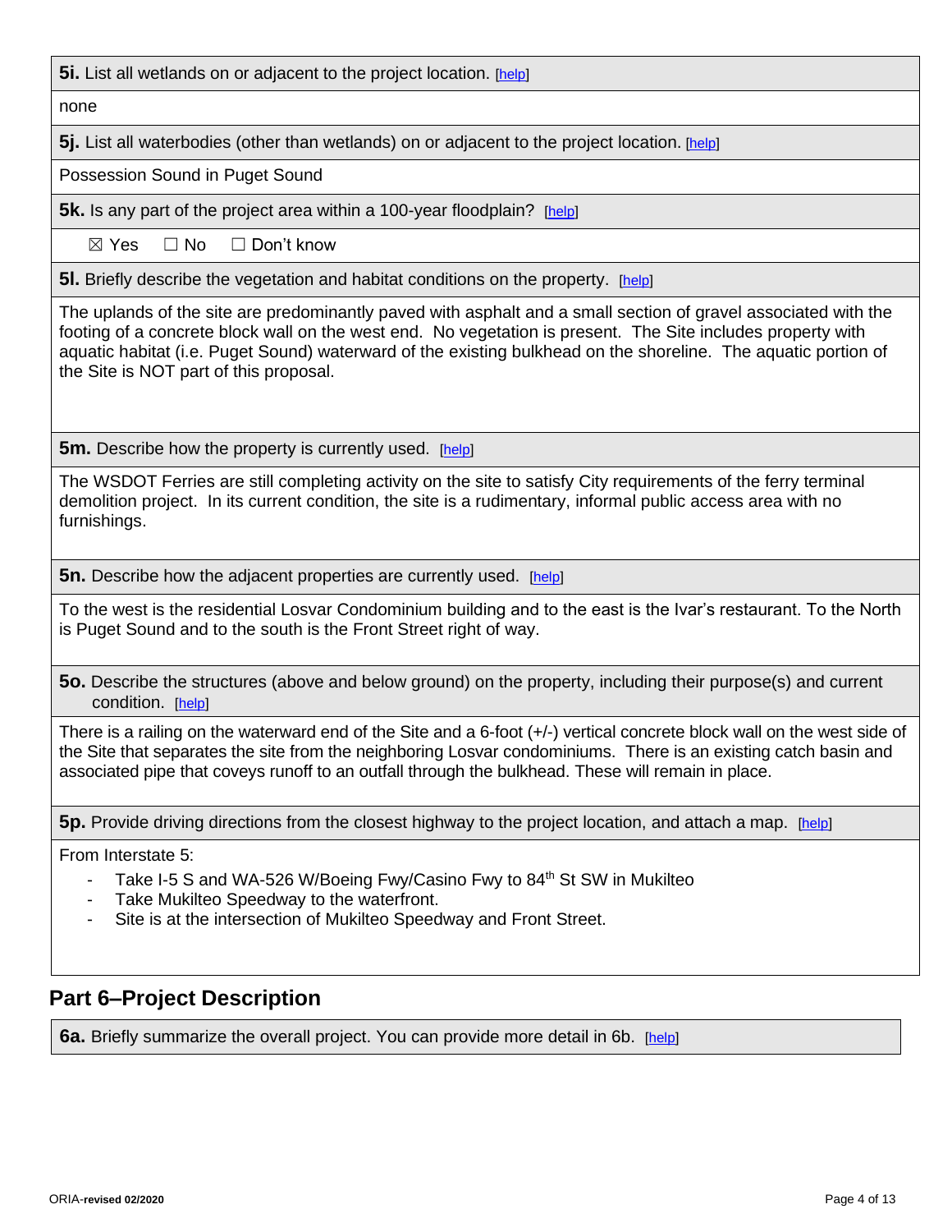**5i.** List all wetlands on or adjacent to the project location. [help]

none

**5j.** List all waterbodies (other than wetlands) on or adjacent to the project location. [help]

Possession Sound in Puget Sound

**5k.** Is any part of the project area within a 100-year floodplain? [help]

☒ Yes ☐ No ☐ Don't know

**5l.** Briefly describe the vegetation and habitat conditions on the property. [help]

The uplands of the site are predominantly paved with asphalt and a small section of gravel associated with the footing of a concrete block wall on the west end. No vegetation is present. The Site includes property with aquatic habitat (i.e. Puget Sound) waterward of the existing bulkhead on the shoreline. The aquatic portion of the Site is NOT part of this proposal.

**5m.** Describe how the property is currently used. [help]

The WSDOT Ferries are still completing activity on the site to satisfy City requirements of the ferry terminal demolition project. In its current condition, the site is a rudimentary, informal public access area with no furnishings.

**5n.** Describe how the adjacent properties are currently used. [help]

To the west is the residential Losvar Condominium building and to the east is the Ivar's restaurant. To the North is Puget Sound and to the south is the Front Street right of way.

**5o.** Describe the structures (above and below ground) on the property, including their purpose(s) and current condition. [help]

There is a railing on the waterward end of the Site and a 6-foot (+/-) vertical concrete block wall on the west side of the Site that separates the site from the neighboring Losvar condominiums. There is an existing catch basin and associated pipe that coveys runoff to an outfall through the bulkhead. These will remain in place.

**5p.** Provide driving directions from the closest highway to the project location, and attach a map. [help]

From Interstate 5:

- Take I-5 S and WA-526 W/Boeing Fwy/Casino Fwy to 84th St SW in Mukilteo
- Take Mukilteo Speedway to the waterfront.
- Site is at the intersection of Mukilteo Speedway and Front Street.

## Part 6–Project Description

**6a.** Briefly summarize the overall project. You can provide more detail in 6b. [help]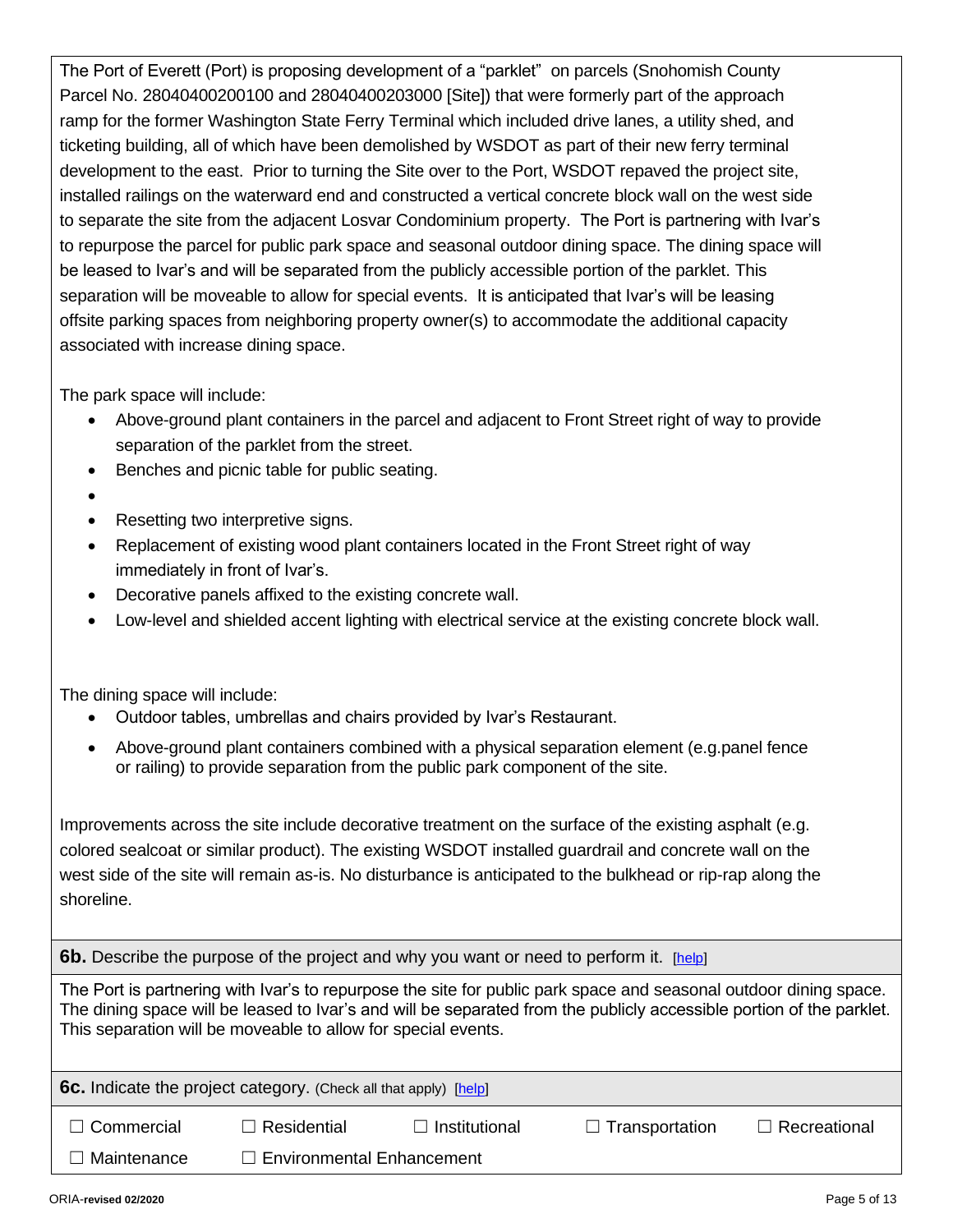The Port of Everett (Port) is proposing development of a "parklet" on parcels (Snohomish County Parcel No. 28040400200100 and 28040400203000 [Site]) that were formerly part of the approach ramp for the former Washington State Ferry Terminal which included drive lanes, a utility shed, and ticketing building, all of which have been demolished by WSDOT as part of their new ferry terminal development to the east. Prior to turning the Site over to the Port, WSDOT repaved the project site, installed railings on the waterward end and constructed a vertical concrete block wall on the west side to separate the site from the adjacent Losvar Condominium property. The Port is partnering with Ivar's to repurpose the parcel for public park space and seasonal outdoor dining space. The dining space will be leased to Ivar's and will be separated from the publicly accessible portion of the parklet. This separation will be moveable to allow for special events. It is anticipated that Ivar's will be leasing offsite parking spaces from neighboring property owner(s) to accommodate the additional capacity associated with increase dining space.

The park space will include:

- Above-ground plant containers in the parcel and adjacent to Front Street right of way to provide separation of the parklet from the street.
- Benches and picnic table for public seating.
- 
- Resetting two interpretive signs.
- Replacement of existing wood plant containers located in the Front Street right of way immediately in front of Ivar's.
- Decorative panels affixed to the existing concrete wall.
- Low-level and shielded accent lighting with electrical service at the existing concrete block wall.

The dining space will include:

- Outdoor tables, umbrellas and chairs provided by Ivar's Restaurant.
- Above-ground plant containers combined with a physical separation element (e.g.panel fence or railing) to provide separation from the public park component of the site.

Improvements across the site include decorative treatment on the surface of the existing asphalt (e.g. colored sealcoat or similar product). The existing WSDOT installed guardrail and concrete wall on the west side of the site will remain as-is. No disturbance is anticipated to the bulkhead or rip-rap along the shoreline.

**6b.** Describe the purpose of the project and why you want or need to perform it. [help]

The Port is partnering with Ivar's to repurpose the site for public park space and seasonal outdoor dining space. The dining space will be leased to Ivar's and will be separated from the publicly accessible portion of the parklet. This separation will be moveable to allow for special events.

**6c.** Indicate the project category. (Check all that apply) [help]

☐ Commercial ☐ Residential ☐ Institutional ☐ Transportation ☐ Recreational

☐ Maintenance ☐ Environmental Enhancement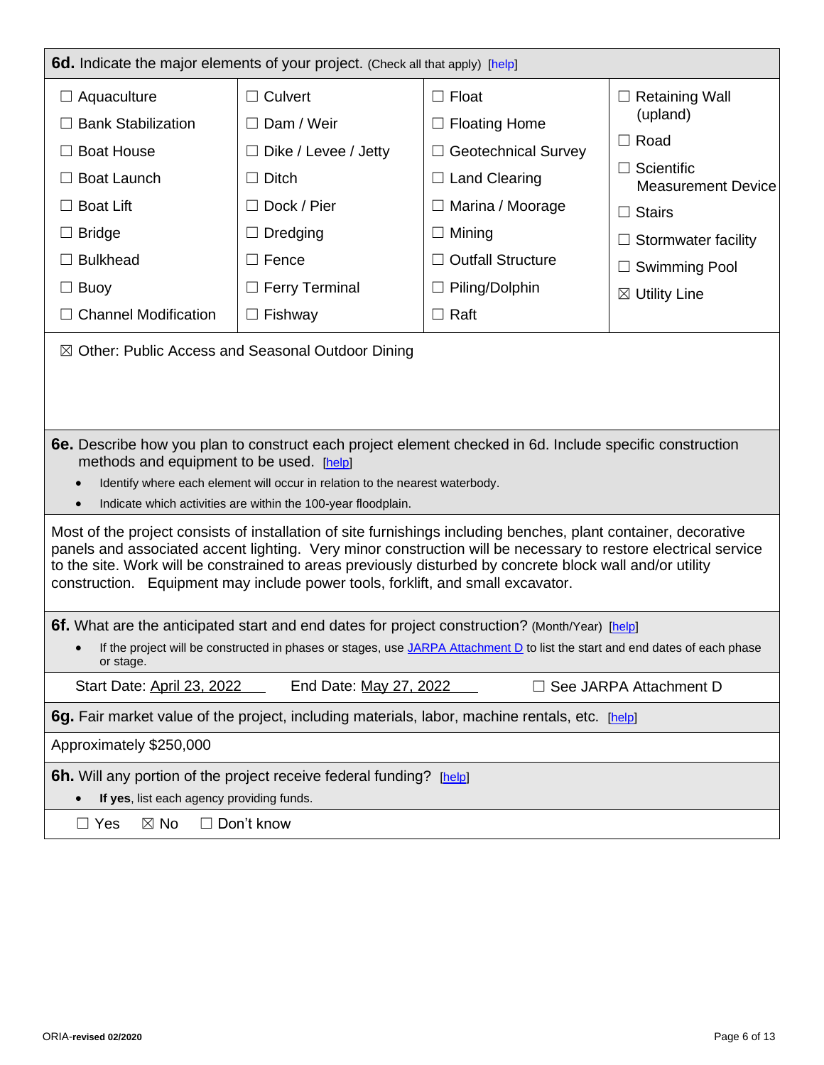**6d.** Indicate the major elements of your project. (Check all that apply) [help]

| | | | |
|---|---|---|---|
| ☐ Aquaculture | ☐ Culvert | ☐ Float | ☐ Retaining Wall (upland) |
| ☐ Bank Stabilization | ☐ Dam / Weir | ☐ Floating Home | ☐ Road |
| ☐ Boat House | ☐ Dike / Levee / Jetty | ☐ Geotechnical Survey | ☐ Scientific Measurement Device |
| ☐ Boat Launch | ☐ Ditch | ☐ Land Clearing | ☐ Stairs |
| ☐ Boat Lift | ☐ Dock / Pier | ☐ Marina / Moorage | ☐ Stormwater facility |
| ☐ Bridge | ☐ Dredging | ☐ Mining | ☐ Swimming Pool |
| ☐ Bulkhead | ☐ Fence | ☐ Outfall Structure | ☒ Utility Line |
| ☐ Buoy | ☐ Ferry Terminal | ☐ Piling/Dolphin | |
| ☐ Channel Modification | ☐ Fishway | ☐ Raft | |

☒ Other: Public Access and Seasonal Outdoor Dining

**6e.** Describe how you plan to construct each project element checked in 6d. Include specific construction methods and equipment to be used. [help]

- Identify where each element will occur in relation to the nearest waterbody.
- Indicate which activities are within the 100-year floodplain.

Most of the project consists of installation of site furnishings including benches, plant container, decorative panels and associated accent lighting. Very minor construction will be necessary to restore electrical service to the site. Work will be constrained to areas previously disturbed by concrete block wall and/or utility construction. Equipment may include power tools, forklift, and small excavator.

**6f.** What are the anticipated start and end dates for project construction? (Month/Year) [help]

- If the project will be constructed in phases or stages, use JARPA Attachment D to list the start and end dates of each phase or stage.

Start Date: April 23, 2022 End Date: May 27, 2022 ☐ See JARPA Attachment D

**6g.** Fair market value of the project, including materials, labor, machine rentals, etc. [help]

Approximately $250,000

**6h.** Will any portion of the project receive federal funding? [help]

- **If yes**, list each agency providing funds.

☐ Yes ☒ No ☐ Don't know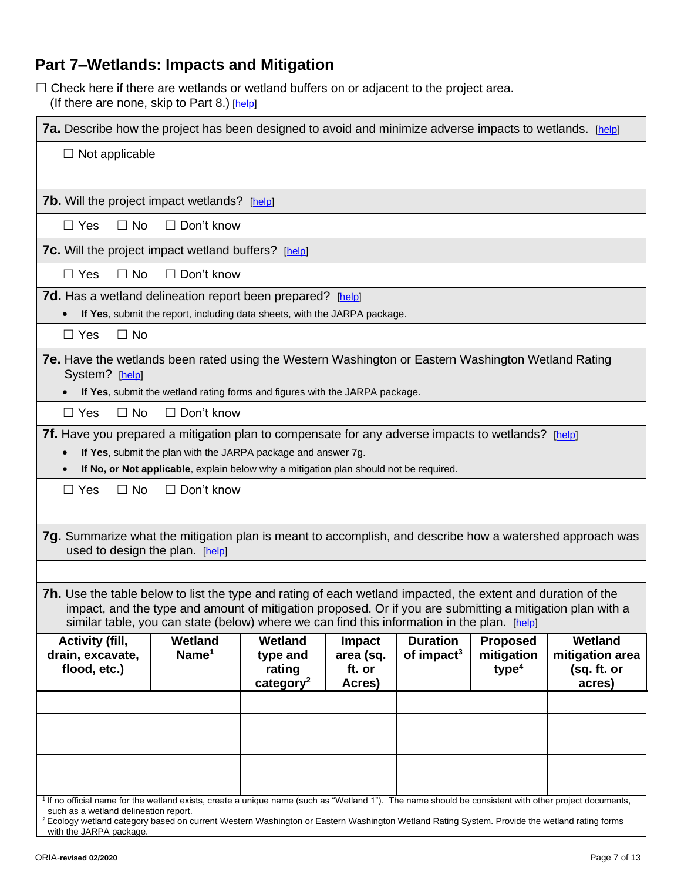## Part 7–Wetlands: Impacts and Mitigation

☐ Check here if there are wetlands or wetland buffers on or adjacent to the project area.
(If there are none, skip to Part 8.) [help]

**7a.** Describe how the project has been designed to avoid and minimize adverse impacts to wetlands. [help]

☐ Not applicable

**7b.** Will the project impact wetlands? [help]

☐ Yes ☐ No ☐ Don't know

**7c.** Will the project impact wetland buffers? [help]

☐ Yes ☐ No ☐ Don't know

**7d.** Has a wetland delineation report been prepared? [help]

- **If Yes**, submit the report, including data sheets, with the JARPA package.

☐ Yes ☐ No

**7e.** Have the wetlands been rated using the Western Washington or Eastern Washington Wetland Rating System? [help]

- **If Yes**, submit the wetland rating forms and figures with the JARPA package.

☐ Yes ☐ No ☐ Don't know

**7f.** Have you prepared a mitigation plan to compensate for any adverse impacts to wetlands? [help]

- **If Yes**, submit the plan with the JARPA package and answer 7g.
- **If No, or Not applicable**, explain below why a mitigation plan should not be required.

☐ Yes ☐ No ☐ Don't know

**7g.** Summarize what the mitigation plan is meant to accomplish, and describe how a watershed approach was used to design the plan. [help]

**7h.** Use the table below to list the type and rating of each wetland impacted, the extent and duration of the impact, and the type and amount of mitigation proposed. Or if you are submitting a mitigation plan with a similar table, you can state (below) where we can find this information in the plan. [help]

| Activity (fill, drain, excavate, flood, etc.) | Wetland Name[1] | Wetland type and rating category[2] | Impact area (sq. ft. or Acres) | Duration of impact[3] | Proposed mitigation type[4] | Wetland mitigation area (sq. ft. or acres) |
|---|---|---|---|---|---|---|
| | | | | | | |
| | | | | | | |
| | | | | | | |
| | | | | | | |
| | | | | | | |

[1] If no official name for the wetland exists, create a unique name (such as "Wetland 1"). The name should be consistent with other project documents, such as a wetland delineation report.

[2] Ecology wetland category based on current Western Washington or Eastern Washington Wetland Rating System. Provide the wetland rating forms with the JARPA package.

ORIA-**revised 02/2020**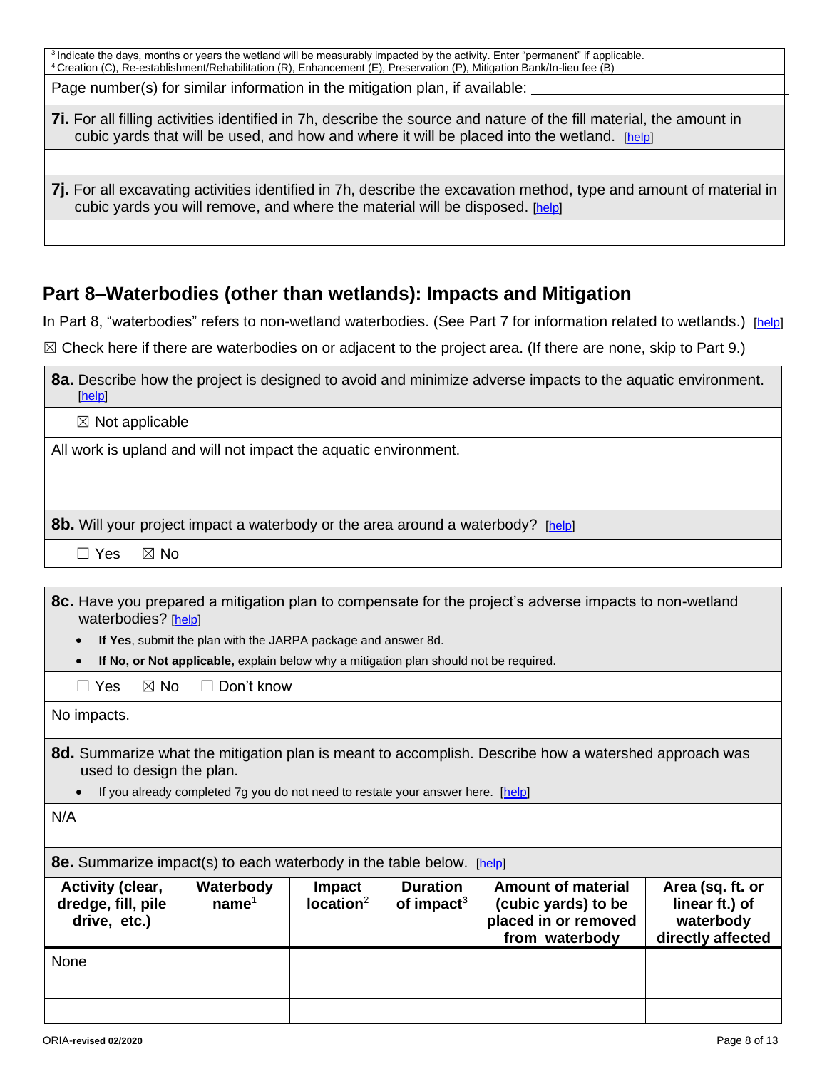[3] Indicate the days, months or years the wetland will be measurably impacted by the activity. Enter "permanent" if applicable.
[4] Creation (C), Re-establishment/Rehabilitation (R), Enhancement (E), Preservation (P), Mitigation Bank/In-lieu fee (B)

Page number(s) for similar information in the mitigation plan, if available: \_\_\_\_\_\_\_\_\_\_\_\_\_\_\_\_\_\_\_\_

**7i.** For all filling activities identified in 7h, describe the source and nature of the fill material, the amount in cubic yards that will be used, and how and where it will be placed into the wetland. [help]

**7j.** For all excavating activities identified in 7h, describe the excavation method, type and amount of material in cubic yards you will remove, and where the material will be disposed. [help]

## Part 8–Waterbodies (other than wetlands): Impacts and Mitigation

In Part 8, "waterbodies" refers to non-wetland waterbodies. (See Part 7 for information related to wetlands.) [help]

☒ Check here if there are waterbodies on or adjacent to the project area. (If there are none, skip to Part 9.)

**8a.** Describe how the project is designed to avoid and minimize adverse impacts to the aquatic environment. [help]

☒ Not applicable

All work is upland and will not impact the aquatic environment.

**8b.** Will your project impact a waterbody or the area around a waterbody? [help]

☐ Yes ☒ No

**8c.** Have you prepared a mitigation plan to compensate for the project's adverse impacts to non-wetland waterbodies? [help]

- **If Yes**, submit the plan with the JARPA package and answer 8d.
- **If No, or Not applicable,** explain below why a mitigation plan should not be required.

☐ Yes ☒ No ☐ Don't know

No impacts.

**8d.** Summarize what the mitigation plan is meant to accomplish. Describe how a watershed approach was used to design the plan.

- If you already completed 7g you do not need to restate your answer here. [help]

N/A

**8e.** Summarize impact(s) to each waterbody in the table below. [help]

| Activity (clear, dredge, fill, pile drive, etc.) | Waterbody name[1] | Impact location[2] | Duration of impact[3] | Amount of material (cubic yards) to be placed in or removed from waterbody | Area (sq. ft. or linear ft.) of waterbody directly affected |
|---|---|---|---|---|---|
| None | | | | | |
| | | | | | |
| | | | | | |

ORIA-**revised 02/2020**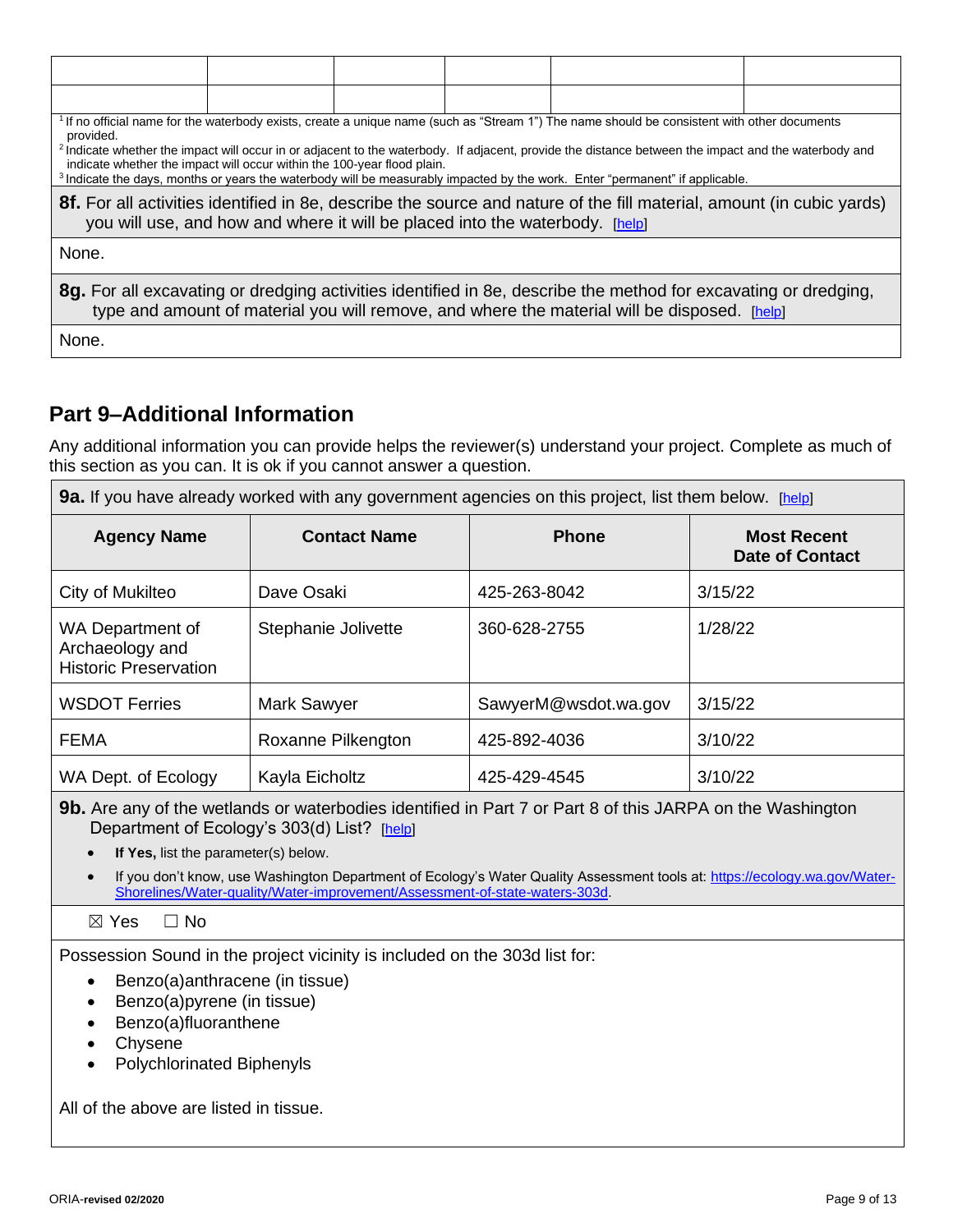| | | | | | |
|---|---|---|---|---|---|
| | | | | | |
| | | | | | |

[1] If no official name for the waterbody exists, create a unique name (such as "Stream 1") The name should be consistent with other documents provided.
[2] Indicate whether the impact will occur in or adjacent to the waterbody. If adjacent, provide the distance between the impact and the waterbody and indicate whether the impact will occur within the 100-year flood plain.
[3] Indicate the days, months or years the waterbody will be measurably impacted by the work. Enter "permanent" if applicable.

**8f.** For all activities identified in 8e, describe the source and nature of the fill material, amount (in cubic yards) you will use, and how and where it will be placed into the waterbody. [help]

None.

**8g.** For all excavating or dredging activities identified in 8e, describe the method for excavating or dredging, type and amount of material you will remove, and where the material will be disposed. [help]

None.

## Part 9–Additional Information

Any additional information you can provide helps the reviewer(s) understand your project. Complete as much of this section as you can. It is ok if you cannot answer a question.

**9a.** If you have already worked with any government agencies on this project, list them below. [help]

| Agency Name | Contact Name | Phone | Most Recent Date of Contact |
|---|---|---|---|
| City of Mukilteo | Dave Osaki | 425-263-8042 | 3/15/22 |
| WA Department of Archaeology and Historic Preservation | Stephanie Jolivette | 360-628-2755 | 1/28/22 |
| WSDOT Ferries | Mark Sawyer | SawyerM@wsdot.wa.gov | 3/15/22 |
| FEMA | Roxanne Pilkengton | 425-892-4036 | 3/10/22 |
| WA Dept. of Ecology | Kayla Eicholtz | 425-429-4545 | 3/10/22 |

**9b.** Are any of the wetlands or waterbodies identified in Part 7 or Part 8 of this JARPA on the Washington Department of Ecology's 303(d) List? [help]

- **If Yes,** list the parameter(s) below.
- If you don't know, use Washington Department of Ecology's Water Quality Assessment tools at: https://ecology.wa.gov/Water-Shorelines/Water-quality/Water-improvement/Assessment-of-state-waters-303d.

☒ Yes ☐ No

Possession Sound in the project vicinity is included on the 303d list for:

- Benzo(a)anthracene (in tissue)
- Benzo(a)pyrene (in tissue)
- Benzo(a)fluoranthene
- Chysene
- Polychlorinated Biphenyls

All of the above are listed in tissue.

ORIA-revised 02/2020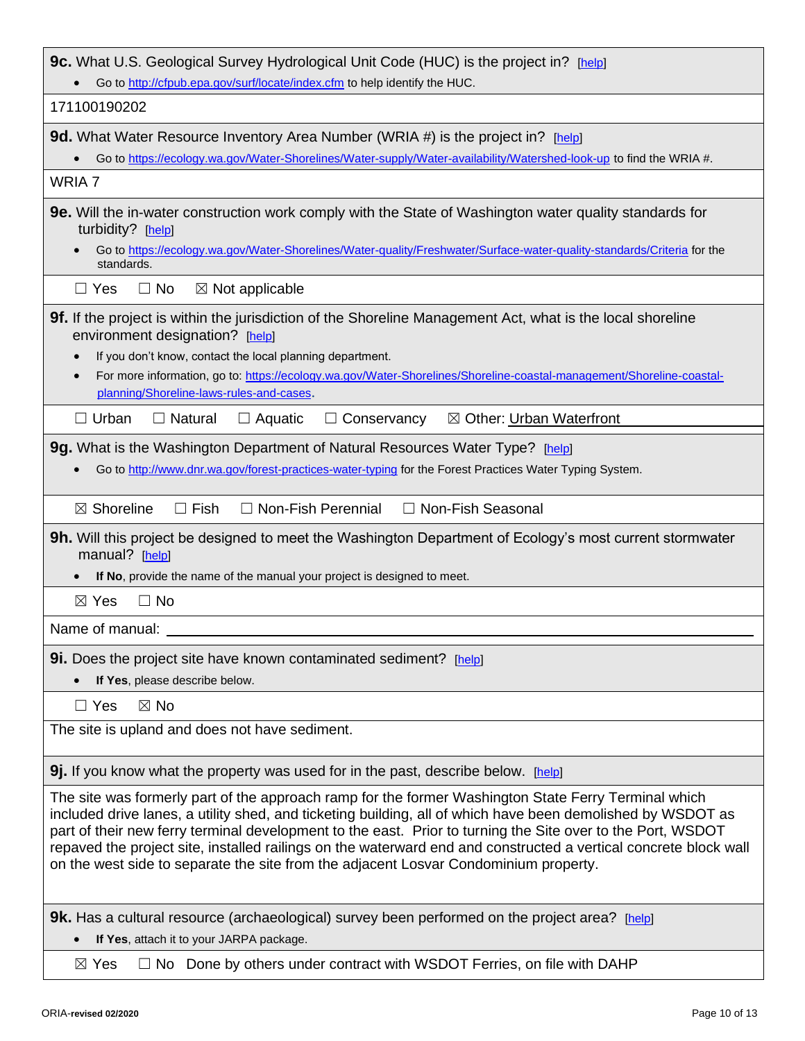**9c.** What U.S. Geological Survey Hydrological Unit Code (HUC) is the project in? [help]

- Go to http://cfpub.epa.gov/surf/locate/index.cfm to help identify the HUC.

171100190202

**9d.** What Water Resource Inventory Area Number (WRIA #) is the project in? [help]

- Go to https://ecology.wa.gov/Water-Shorelines/Water-supply/Water-availability/Watershed-look-up to find the WRIA #.

WRIA 7

**9e.** Will the in-water construction work comply with the State of Washington water quality standards for turbidity? [help]

- Go to https://ecology.wa.gov/Water-Shorelines/Water-quality/Freshwater/Surface-water-quality-standards/Criteria for the standards.

☐ Yes ☐ No ☒ Not applicable

**9f.** If the project is within the jurisdiction of the Shoreline Management Act, what is the local shoreline environment designation? [help]

- If you don't know, contact the local planning department.
- For more information, go to: https://ecology.wa.gov/Water-Shorelines/Shoreline-coastal-management/Shoreline-coastal-planning/Shoreline-laws-rules-and-cases.

☐ Urban ☐ Natural ☐ Aquatic ☐ Conservancy ☒ Other: Urban Waterfront

**9g.** What is the Washington Department of Natural Resources Water Type? [help]

- Go to http://www.dnr.wa.gov/forest-practices-water-typing for the Forest Practices Water Typing System.

☒ Shoreline ☐ Fish ☐ Non-Fish Perennial ☐ Non-Fish Seasonal

**9h.** Will this project be designed to meet the Washington Department of Ecology's most current stormwater manual? [help]

- **If No**, provide the name of the manual your project is designed to meet.

☒ Yes ☐ No

Name of manual: \_\_\_\_\_\_\_\_\_\_\_\_\_\_\_\_\_\_\_\_

**9i.** Does the project site have known contaminated sediment? [help]

- **If Yes**, please describe below.

☐ Yes ☒ No

The site is upland and does not have sediment.

**9j.** If you know what the property was used for in the past, describe below. [help]

The site was formerly part of the approach ramp for the former Washington State Ferry Terminal which included drive lanes, a utility shed, and ticketing building, all of which have been demolished by WSDOT as part of their new ferry terminal development to the east. Prior to turning the Site over to the Port, WSDOT repaved the project site, installed railings on the waterward end and constructed a vertical concrete block wall on the west side to separate the site from the adjacent Losvar Condominium property.

**9k.** Has a cultural resource (archaeological) survey been performed on the project area? [help]

- **If Yes**, attach it to your JARPA package.

☒ Yes ☐ No Done by others under contract with WSDOT Ferries, on file with DAHP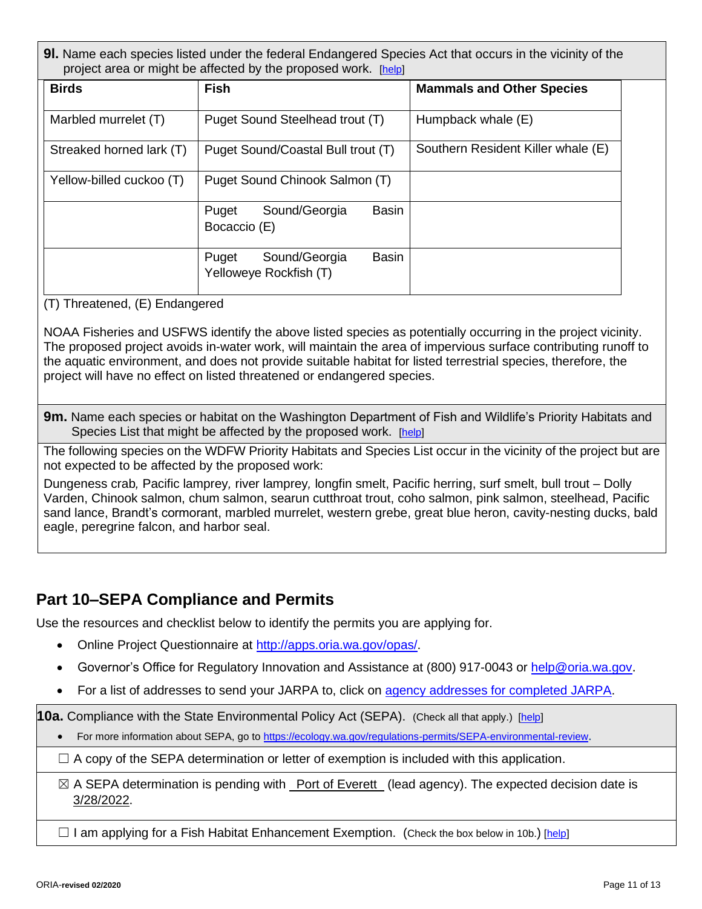**9l.** Name each species listed under the federal Endangered Species Act that occurs in the vicinity of the project area or might be affected by the proposed work. [help]

| Birds | Fish | Mammals and Other Species |
|---|---|---|
| Marbled murrelet (T) | Puget Sound Steelhead trout (T) | Humpback whale (E) |
| Streaked horned lark (T) | Puget Sound/Coastal Bull trout (T) | Southern Resident Killer whale (E) |
| Yellow-billed cuckoo (T) | Puget Sound Chinook Salmon (T) | |
| | Puget Sound/Georgia Basin Bocaccio (E) | |
| | Puget Sound/Georgia Basin Yelloweye Rockfish (T) | |

(T) Threatened, (E) Endangered

NOAA Fisheries and USFWS identify the above listed species as potentially occurring in the project vicinity. The proposed project avoids in-water work, will maintain the area of impervious surface contributing runoff to the aquatic environment, and does not provide suitable habitat for listed terrestrial species, therefore, the project will have no effect on listed threatened or endangered species.

**9m.** Name each species or habitat on the Washington Department of Fish and Wildlife's Priority Habitats and Species List that might be affected by the proposed work. [help]

The following species on the WDFW Priority Habitats and Species List occur in the vicinity of the project but are not expected to be affected by the proposed work:

Dungeness crab*,* Pacific lamprey*,* river lamprey*,* longfin smelt, Pacific herring, surf smelt, bull trout – Dolly Varden, Chinook salmon, chum salmon, searun cutthroat trout, coho salmon, pink salmon, steelhead, Pacific sand lance, Brandt's cormorant, marbled murrelet, western grebe, great blue heron, cavity-nesting ducks, bald eagle, peregrine falcon, and harbor seal.

## Part 10–SEPA Compliance and Permits

Use the resources and checklist below to identify the permits you are applying for.

- Online Project Questionnaire at http://apps.oria.wa.gov/opas/.
- Governor's Office for Regulatory Innovation and Assistance at (800) 917-0043 or help@oria.wa.gov.
- For a list of addresses to send your JARPA to, click on agency addresses for completed JARPA.

**10a.** Compliance with the State Environmental Policy Act (SEPA). (Check all that apply.) [help]

- For more information about SEPA, go to https://ecology.wa.gov/regulations-permits/SEPA-environmental-review.

☐ A copy of the SEPA determination or letter of exemption is included with this application.

☒ A SEPA determination is pending with Port of Everett (lead agency). The expected decision date is 3/28/2022.

☐ I am applying for a Fish Habitat Enhancement Exemption. (Check the box below in 10b.) [help]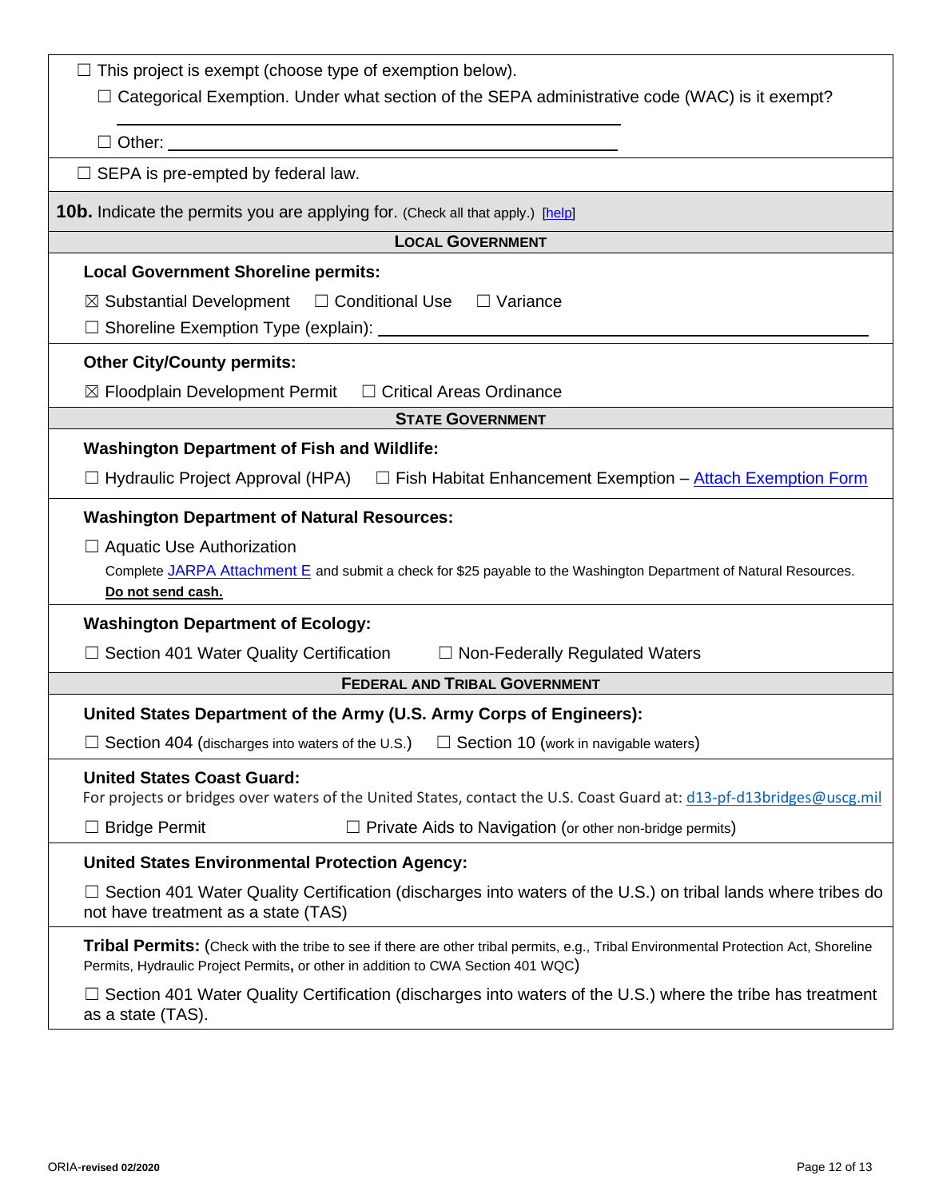☐ This project is exempt (choose type of exemption below).

☐ Categorical Exemption. Under what section of the SEPA administrative code (WAC) is it exempt?

\_\_\_\_\_\_\_\_\_\_\_\_\_\_\_\_\_\_\_\_\_\_\_\_\_\_\_\_\_\_\_\_\_\_\_\_\_\_\_\_\_\_\_\_

☐ Other: \_\_\_\_\_\_\_\_\_\_\_\_\_\_\_\_\_\_\_\_\_\_\_\_\_\_\_\_\_\_\_\_\_\_\_\_\_\_\_\_

☐ SEPA is pre-empted by federal law.

**10b.** Indicate the permits you are applying for. (Check all that apply.) [help]

## LOCAL GOVERNMENT

**Local Government Shoreline permits:**

☒ Substantial Development ☐ Conditional Use ☐ Variance

☐ Shoreline Exemption Type (explain): \_\_\_\_\_\_\_\_\_\_\_\_\_\_\_\_\_\_\_\_\_\_\_\_\_\_\_\_\_\_\_\_\_\_\_\_\_\_\_\_

**Other City/County permits:**

☒ Floodplain Development Permit ☐ Critical Areas Ordinance

## STATE GOVERNMENT

**Washington Department of Fish and Wildlife:**

☐ Hydraulic Project Approval (HPA) ☐ Fish Habitat Enhancement Exemption – Attach Exemption Form

**Washington Department of Natural Resources:**

☐ Aquatic Use Authorization

Complete JARPA Attachment E and submit a check for $25 payable to the Washington Department of Natural Resources. **Do not send cash.**

**Washington Department of Ecology:**

☐ Section 401 Water Quality Certification ☐ Non-Federally Regulated Waters

## FEDERAL AND TRIBAL GOVERNMENT

**United States Department of the Army (U.S. Army Corps of Engineers):**

☐ Section 404 (discharges into waters of the U.S.) ☐ Section 10 (work in navigable waters)

**United States Coast Guard:**

For projects or bridges over waters of the United States, contact the U.S. Coast Guard at: d13-pf-d13bridges@uscg.mil

☐ Bridge Permit ☐ Private Aids to Navigation (or other non-bridge permits)

**United States Environmental Protection Agency:**

☐ Section 401 Water Quality Certification (discharges into waters of the U.S.) on tribal lands where tribes do not have treatment as a state (TAS)

**Tribal Permits:** (Check with the tribe to see if there are other tribal permits, e.g., Tribal Environmental Protection Act, Shoreline Permits, Hydraulic Project Permits**,** or other in addition to CWA Section 401 WQC)

☐ Section 401 Water Quality Certification (discharges into waters of the U.S.) where the tribe has treatment as a state (TAS).

ORIA-**revised 02/2020**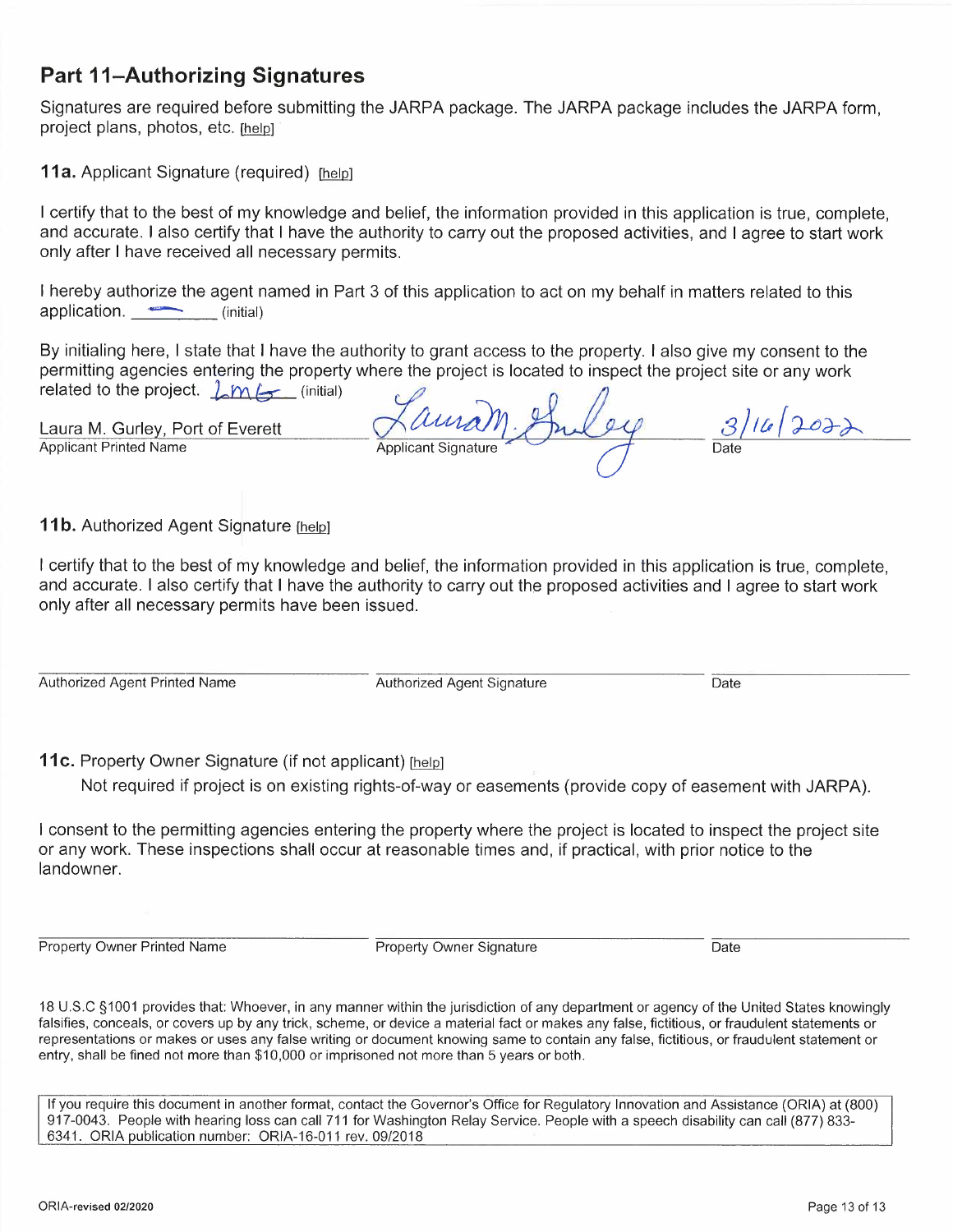## Part 11–Authorizing Signatures

Signatures are required before submitting the JARPA package. The JARPA package includes the JARPA form, project plans, photos, etc. [help]

**11a.** Applicant Signature (required) [help]

I certify that to the best of my knowledge and belief, the information provided in this application is true, complete, and accurate. I also certify that I have the authority to carry out the proposed activities, and I agree to start work only after I have received all necessary permits.

I hereby authorize the agent named in Part 3 of this application to act on my behalf in matters related to this application. \_\_\_\_\_\_\_\_ (initial)

By initialing here, I state that I have the authority to grant access to the property. I also give my consent to the permitting agencies entering the property where the project is located to inspect the project site or any work related to the project. LMG (initial)

| Laura M. Gurley, Port of Everett | Laura M. Gurley | 3/16/2022 |
|---|---|---|
| Applicant Printed Name | Applicant Signature | Date |

**11b.** Authorized Agent Signature [help]

I certify that to the best of my knowledge and belief, the information provided in this application is true, complete, and accurate. I also certify that I have the authority to carry out the proposed activities and I agree to start work only after all necessary permits have been issued.

| | | |
|---|---|---|
| Authorized Agent Printed Name | Authorized Agent Signature | Date |

**11c.** Property Owner Signature (if not applicant) [help]

Not required if project is on existing rights-of-way or easements (provide copy of easement with JARPA).

I consent to the permitting agencies entering the property where the project is located to inspect the project site or any work. These inspections shall occur at reasonable times and, if practical, with prior notice to the landowner.

| | | |
|---|---|---|
| Property Owner Printed Name | Property Owner Signature | Date |

18 U.S.C §1001 provides that: Whoever, in any manner within the jurisdiction of any department or agency of the United States knowingly falsifies, conceals, or covers up by any trick, scheme, or device a material fact or makes any false, fictitious, or fraudulent statements or representations or makes or uses any false writing or document knowing same to contain any false, fictitious, or fraudulent statement or entry, shall be fined not more than $10,000 or imprisoned not more than 5 years or both.

If you require this document in another format, contact the Governor's Office for Regulatory Innovation and Assistance (ORIA) at (800) 917-0043. People with hearing loss can call 711 for Washington Relay Service. People with a speech disability can call (877) 833-6341. ORIA publication number: ORIA-16-011 rev. 09/2018

ORIA-revised 02/2020